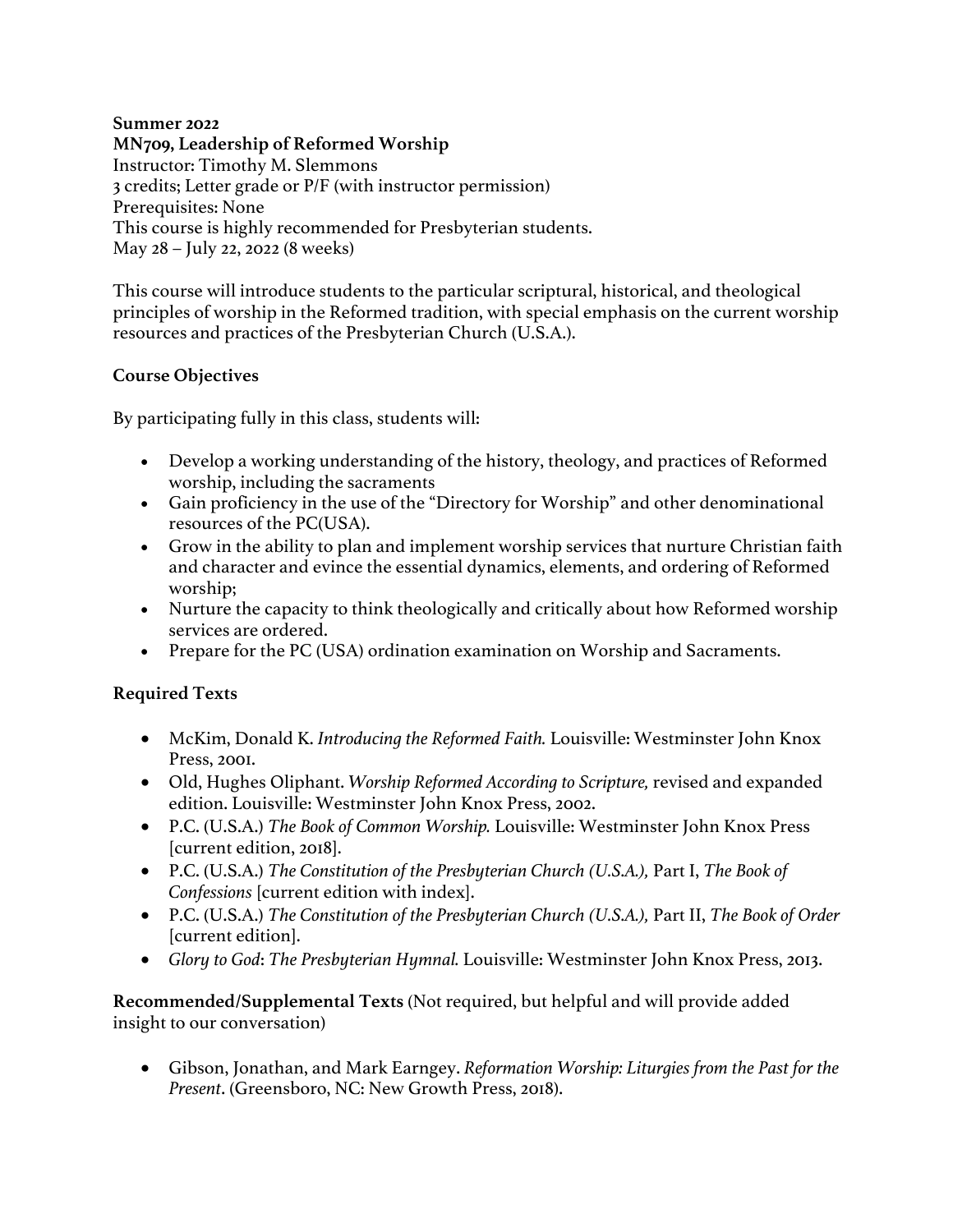**Summer 2022**
**MN709, Leadership of Reformed Worship**
Instructor: Timothy M. Slemmons
3 credits; Letter grade or P/F (with instructor permission)
Prerequisites: None
This course is highly recommended for Presbyterian students.
May 28 – July 22, 2022 (8 weeks)

This course will introduce students to the particular scriptural, historical, and theological principles of worship in the Reformed tradition, with special emphasis on the current worship resources and practices of the Presbyterian Church (U.S.A.).

## Course Objectives

By participating fully in this class, students will:

- Develop a working understanding of the history, theology, and practices of Reformed worship, including the sacraments
- Gain proficiency in the use of the "Directory for Worship" and other denominational resources of the PC(USA).
- Grow in the ability to plan and implement worship services that nurture Christian faith and character and evince the essential dynamics, elements, and ordering of Reformed worship;
- Nurture the capacity to think theologically and critically about how Reformed worship services are ordered.
- Prepare for the PC (USA) ordination examination on Worship and Sacraments.

## Required Texts

- McKim, Donald K. *Introducing the Reformed Faith.* Louisville: Westminster John Knox Press, 2001.
- Old, Hughes Oliphant. *Worship Reformed According to Scripture,* revised and expanded edition. Louisville: Westminster John Knox Press, 2002.
- P.C. (U.S.A.) *The Book of Common Worship.* Louisville: Westminster John Knox Press [current edition, 2018].
- P.C. (U.S.A.) *The Constitution of the Presbyterian Church (U.S.A.),* Part I, *The Book of Confessions* [current edition with index].
- P.C. (U.S.A.) *The Constitution of the Presbyterian Church (U.S.A.),* Part II, *The Book of Order* [current edition].
- *Glory to God*: *The Presbyterian Hymnal.* Louisville: Westminster John Knox Press, 2013.

**Recommended/Supplemental Texts** (Not required, but helpful and will provide added insight to our conversation)

- Gibson, Jonathan, and Mark Earngey. *Reformation Worship: Liturgies from the Past for the Present*. (Greensboro, NC: New Growth Press, 2018).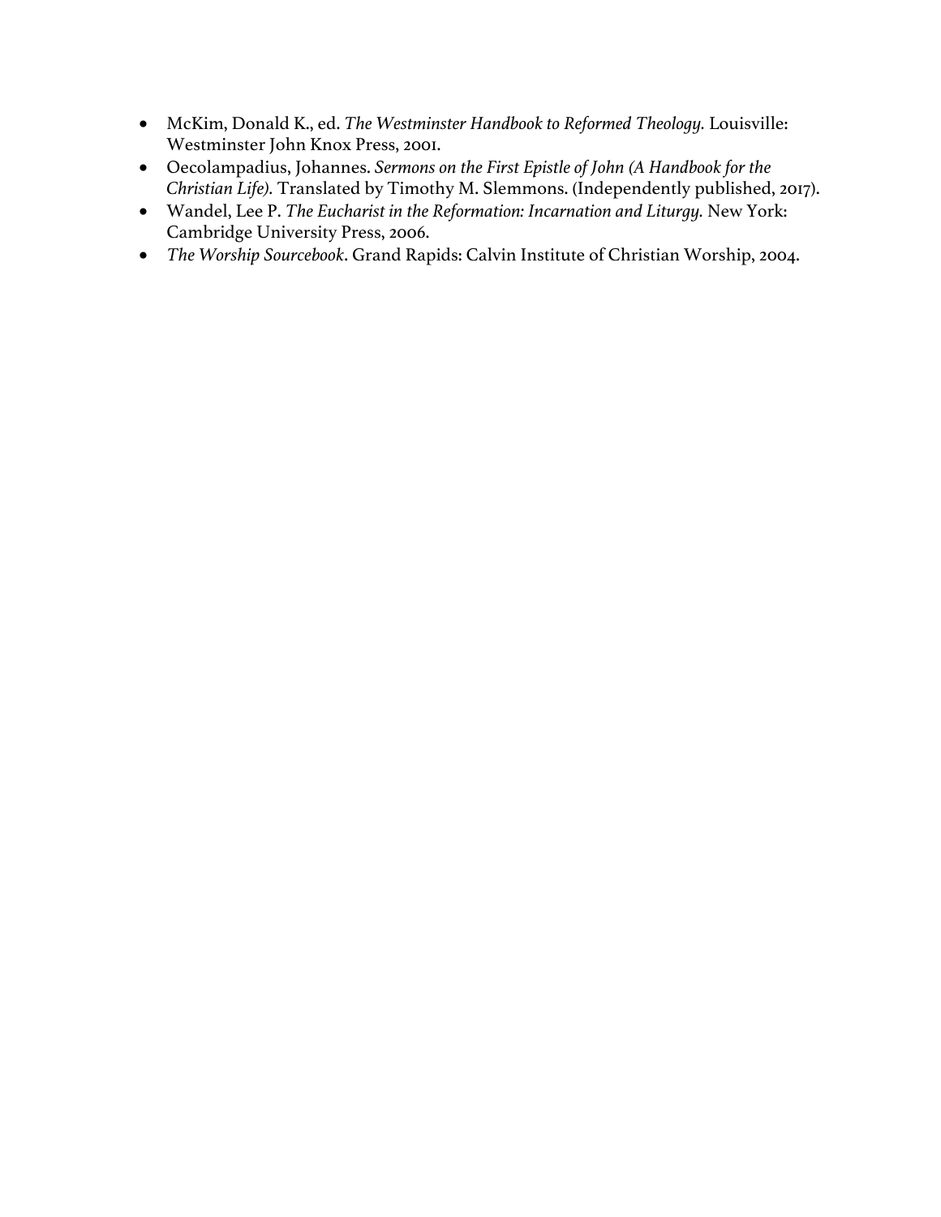- McKim, Donald K., ed. *The Westminster Handbook to Reformed Theology.* Louisville: Westminster John Knox Press, 2001.
- Oecolampadius, Johannes. *Sermons on the First Epistle of John (A Handbook for the Christian Life).* Translated by Timothy M. Slemmons. (Independently published, 2017).
- Wandel, Lee P. *The Eucharist in the Reformation: Incarnation and Liturgy.* New York: Cambridge University Press, 2006.
- *The Worship Sourcebook*. Grand Rapids: Calvin Institute of Christian Worship, 2004.